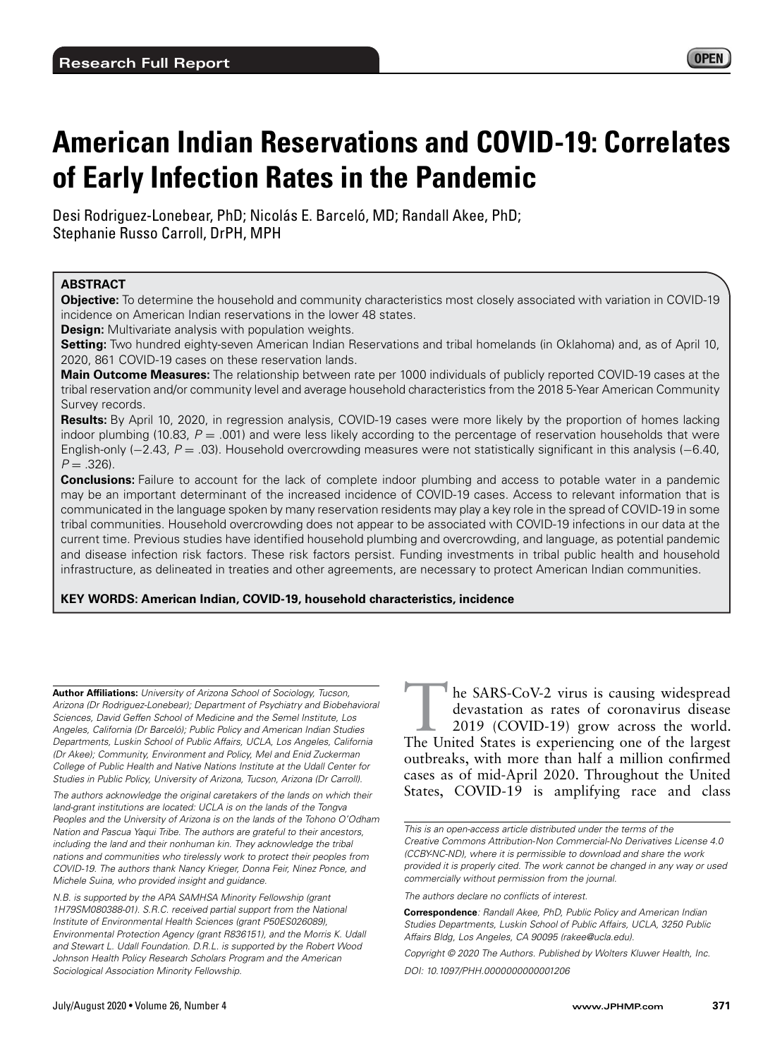Research Full Report

# American Indian Reservations and COVID-19: Correlates of Early Infection Rates in the Pandemic

Desi Rodriguez-Lonebear, PhD; Nicolás E. Barceló, MD; Randall Akee, PhD; Stephanie Russo Carroll, DrPH, MPH

## ABSTRACT

**Objective:** To determine the household and community characteristics most closely associated with variation in COVID-19 incidence on American Indian reservations in the lower 48 states.

**Design:** Multivariate analysis with population weights.

**Setting:** Two hundred eighty-seven American Indian Reservations and tribal homelands (in Oklahoma) and, as of April 10, 2020, 861 COVID-19 cases on these reservation lands.

**Main Outcome Measures:** The relationship between rate per 1000 individuals of publicly reported COVID-19 cases at the tribal reservation and/or community level and average household characteristics from the 2018 5-Year American Community Survey records.

**Results:** By April 10, 2020, in regression analysis, COVID-19 cases were more likely by the proportion of homes lacking indoor plumbing (10.83, $P = .001$) and were less likely according to the percentage of reservation households that were English-only (−2.43, $P = .03$). Household overcrowding measures were not statistically significant in this analysis (−6.40, $P = .326$).

**Conclusions:** Failure to account for the lack of complete indoor plumbing and access to potable water in a pandemic may be an important determinant of the increased incidence of COVID-19 cases. Access to relevant information that is communicated in the language spoken by many reservation residents may play a key role in the spread of COVID-19 in some tribal communities. Household overcrowding does not appear to be associated with COVID-19 infections in our data at the current time. Previous studies have identified household plumbing and overcrowding, and language, as potential pandemic and disease infection risk factors. These risk factors persist. Funding investments in tribal public health and household infrastructure, as delineated in treaties and other agreements, are necessary to protect American Indian communities.

**KEY WORDS: American Indian, COVID-19, household characteristics, incidence**

The SARS-CoV-2 virus is causing widespread devastation as rates of coronavirus disease 2019 (COVID-19) grow across the world. The United States is experiencing one of the largest outbreaks, with more than half a million confirmed cases as of mid-April 2020. Throughout the United States, COVID-19 is amplifying race and class

**Author Affiliations:** *University of Arizona School of Sociology, Tucson, Arizona (Dr Rodriguez-Lonebear); Department of Psychiatry and Biobehavioral Sciences, David Geffen School of Medicine and the Semel Institute, Los Angeles, California (Dr Barceló); Public Policy and American Indian Studies Departments, Luskin School of Public Affairs, UCLA, Los Angeles, California (Dr Akee); Community, Environment and Policy, Mel and Enid Zuckerman College of Public Health and Native Nations Institute at the Udall Center for Studies in Public Policy, University of Arizona, Tucson, Arizona (Dr Carroll).*

*The authors acknowledge the original caretakers of the lands on which their land-grant institutions are located: UCLA is on the lands of the Tongva Peoples and the University of Arizona is on the lands of the Tohono O'Odham Nation and Pascua Yaqui Tribe. The authors are grateful to their ancestors, including the land and their nonhuman kin. They acknowledge the tribal nations and communities who tirelessly work to protect their peoples from COVID-19. The authors thank Nancy Krieger, Donna Feir, Ninez Ponce, and Michele Suina, who provided insight and guidance.*

*N.B. is supported by the APA SAMHSA Minority Fellowship (grant 1H79SM080388-01). S.R.C. received partial support from the National Institute of Environmental Health Sciences (grant P50ES026089), Environmental Protection Agency (grant R836151), and the Morris K. Udall and Stewart L. Udall Foundation. D.R.L. is supported by the Robert Wood Johnson Health Policy Research Scholars Program and the American Sociological Association Minority Fellowship.*

*This is an open-access article distributed under the terms of the Creative Commons Attribution-Non Commercial-No Derivatives License 4.0 (CCBY-NC-ND), where it is permissible to download and share the work provided it is properly cited. The work cannot be changed in any way or used commercially without permission from the journal.*

*The authors declare no conflicts of interest.*

**Correspondence**: *Randall Akee, PhD, Public Policy and American Indian Studies Departments, Luskin School of Public Affairs, UCLA, 3250 Public Affairs Bldg, Los Angeles, CA 90095 (rakee@ucla.edu).*

*Copyright © 2020 The Authors. Published by Wolters Kluwer Health, Inc.*

*DOI: 10.1097/PHH.0000000000001206*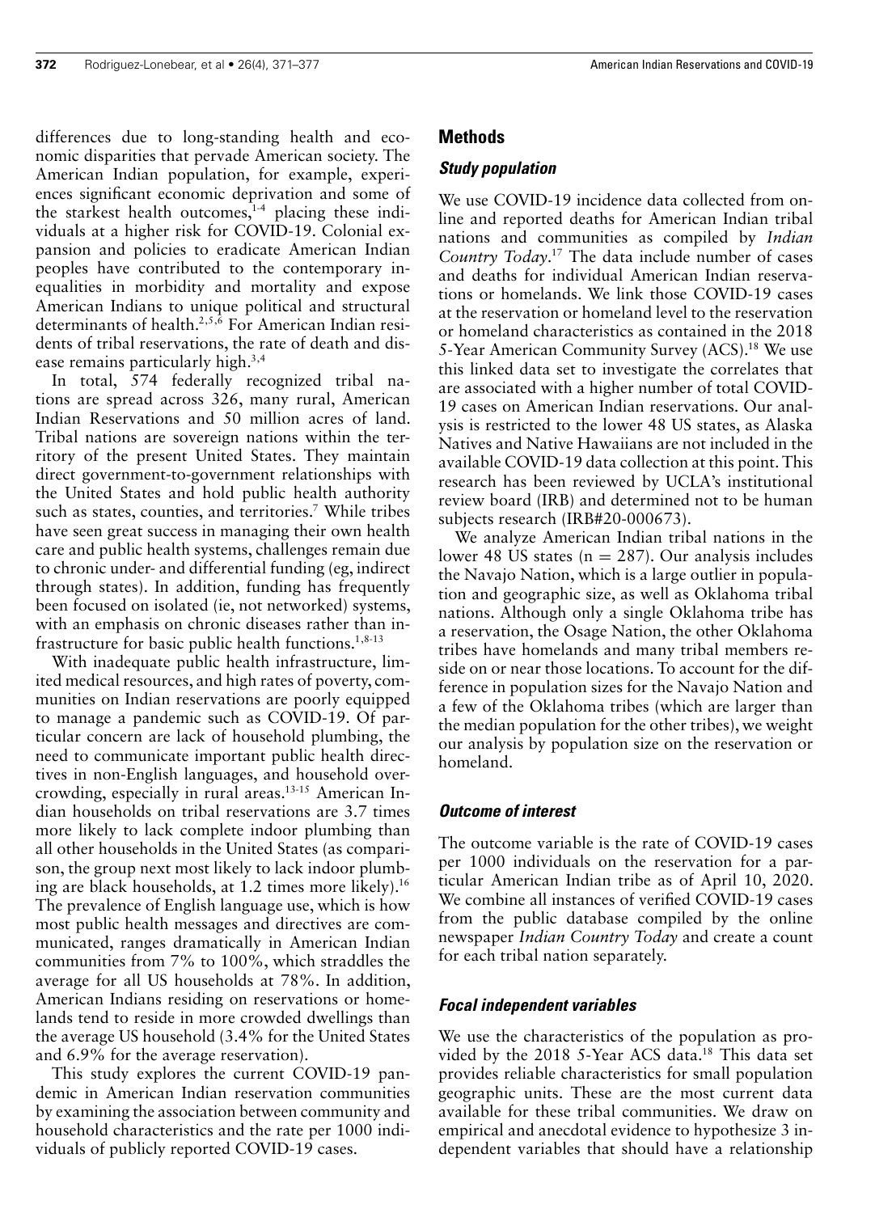differences due to long-standing health and economic disparities that pervade American society. The American Indian population, for example, experiences significant economic deprivation and some of the starkest health outcomes,[1-4] placing these individuals at a higher risk for COVID-19. Colonial expansion and policies to eradicate American Indian peoples have contributed to the contemporary inequalities in morbidity and mortality and expose American Indians to unique political and structural determinants of health.[2,5,6] For American Indian residents of tribal reservations, the rate of death and disease remains particularly high.[3,4]

In total, 574 federally recognized tribal nations are spread across 326, many rural, American Indian Reservations and 50 million acres of land. Tribal nations are sovereign nations within the territory of the present United States. They maintain direct government-to-government relationships with the United States and hold public health authority such as states, counties, and territories.[7] While tribes have seen great success in managing their own health care and public health systems, challenges remain due to chronic under- and differential funding (eg, indirect through states). In addition, funding has frequently been focused on isolated (ie, not networked) systems, with an emphasis on chronic diseases rather than infrastructure for basic public health functions.[1,8-13]

With inadequate public health infrastructure, limited medical resources, and high rates of poverty, communities on Indian reservations are poorly equipped to manage a pandemic such as COVID-19. Of particular concern are lack of household plumbing, the need to communicate important public health directives in non-English languages, and household overcrowding, especially in rural areas.[13-15] American Indian households on tribal reservations are 3.7 times more likely to lack complete indoor plumbing than all other households in the United States (as comparison, the group next most likely to lack indoor plumbing are black households, at 1.2 times more likely).[16] The prevalence of English language use, which is how most public health messages and directives are communicated, ranges dramatically in American Indian communities from 7% to 100%, which straddles the average for all US households at 78%. In addition, American Indians residing on reservations or homelands tend to reside in more crowded dwellings than the average US household (3.4% for the United States and 6.9% for the average reservation).

This study explores the current COVID-19 pandemic in American Indian reservation communities by examining the association between community and household characteristics and the rate per 1000 individuals of publicly reported COVID-19 cases.

## Methods

### *Study population*

We use COVID-19 incidence data collected from online and reported deaths for American Indian tribal nations and communities as compiled by *Indian Country Today*.[17] The data include number of cases and deaths for individual American Indian reservations or homelands. We link those COVID-19 cases at the reservation or homeland level to the reservation or homeland characteristics as contained in the 2018 5-Year American Community Survey (ACS).[18] We use this linked data set to investigate the correlates that are associated with a higher number of total COVID-19 cases on American Indian reservations. Our analysis is restricted to the lower 48 US states, as Alaska Natives and Native Hawaiians are not included in the available COVID-19 data collection at this point. This research has been reviewed by UCLA's institutional review board (IRB) and determined not to be human subjects research (IRB#20-000673).

We analyze American Indian tribal nations in the lower 48 US states ($n = 287$). Our analysis includes the Navajo Nation, which is a large outlier in population and geographic size, as well as Oklahoma tribal nations. Although only a single Oklahoma tribe has a reservation, the Osage Nation, the other Oklahoma tribes have homelands and many tribal members reside on or near those locations. To account for the difference in population sizes for the Navajo Nation and a few of the Oklahoma tribes (which are larger than the median population for the other tribes), we weight our analysis by population size on the reservation or homeland.

### *Outcome of interest*

The outcome variable is the rate of COVID-19 cases per 1000 individuals on the reservation for a particular American Indian tribe as of April 10, 2020. We combine all instances of verified COVID-19 cases from the public database compiled by the online newspaper *Indian Country Today* and create a count for each tribal nation separately.

### *Focal independent variables*

We use the characteristics of the population as provided by the 2018 5-Year ACS data.[18] This data set provides reliable characteristics for small population geographic units. These are the most current data available for these tribal communities. We draw on empirical and anecdotal evidence to hypothesize 3 independent variables that should have a relationship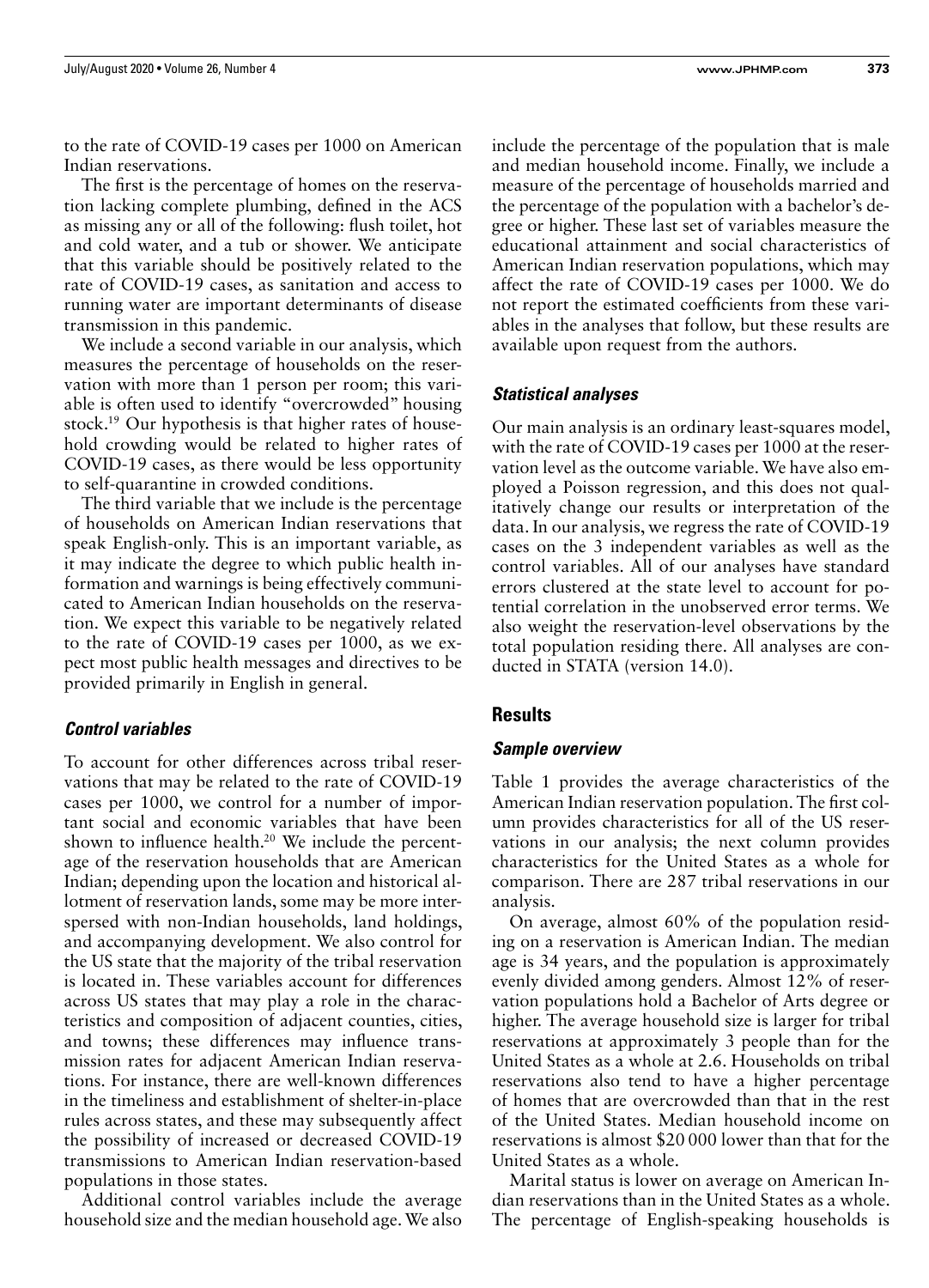to the rate of COVID-19 cases per 1000 on American Indian reservations.

The first is the percentage of homes on the reservation lacking complete plumbing, defined in the ACS as missing any or all of the following: flush toilet, hot and cold water, and a tub or shower. We anticipate that this variable should be positively related to the rate of COVID-19 cases, as sanitation and access to running water are important determinants of disease transmission in this pandemic.

We include a second variable in our analysis, which measures the percentage of households on the reservation with more than 1 person per room; this variable is often used to identify "overcrowded" housing stock.[19] Our hypothesis is that higher rates of household crowding would be related to higher rates of COVID-19 cases, as there would be less opportunity to self-quarantine in crowded conditions.

The third variable that we include is the percentage of households on American Indian reservations that speak English-only. This is an important variable, as it may indicate the degree to which public health information and warnings is being effectively communicated to American Indian households on the reservation. We expect this variable to be negatively related to the rate of COVID-19 cases per 1000, as we expect most public health messages and directives to be provided primarily in English in general.

### *Control variables*

To account for other differences across tribal reservations that may be related to the rate of COVID-19 cases per 1000, we control for a number of important social and economic variables that have been shown to influence health.[20] We include the percentage of the reservation households that are American Indian; depending upon the location and historical allotment of reservation lands, some may be more interspersed with non-Indian households, land holdings, and accompanying development. We also control for the US state that the majority of the tribal reservation is located in. These variables account for differences across US states that may play a role in the characteristics and composition of adjacent counties, cities, and towns; these differences may influence transmission rates for adjacent American Indian reservations. For instance, there are well-known differences in the timeliness and establishment of shelter-in-place rules across states, and these may subsequently affect the possibility of increased or decreased COVID-19 transmissions to American Indian reservation-based populations in those states.

Additional control variables include the average household size and the median household age. We also include the percentage of the population that is male and median household income. Finally, we include a measure of the percentage of households married and the percentage of the population with a bachelor's degree or higher. These last set of variables measure the educational attainment and social characteristics of American Indian reservation populations, which may affect the rate of COVID-19 cases per 1000. We do not report the estimated coefficients from these variables in the analyses that follow, but these results are available upon request from the authors.

### *Statistical analyses*

Our main analysis is an ordinary least-squares model, with the rate of COVID-19 cases per 1000 at the reservation level as the outcome variable. We have also employed a Poisson regression, and this does not qualitatively change our results or interpretation of the data. In our analysis, we regress the rate of COVID-19 cases on the 3 independent variables as well as the control variables. All of our analyses have standard errors clustered at the state level to account for potential correlation in the unobserved error terms. We also weight the reservation-level observations by the total population residing there. All analyses are conducted in STATA (version 14.0).

## Results

### *Sample overview*

Table 1 provides the average characteristics of the American Indian reservation population. The first column provides characteristics for all of the US reservations in our analysis; the next column provides characteristics for the United States as a whole for comparison. There are 287 tribal reservations in our analysis.

On average, almost 60% of the population residing on a reservation is American Indian. The median age is 34 years, and the population is approximately evenly divided among genders. Almost 12% of reservation populations hold a Bachelor of Arts degree or higher. The average household size is larger for tribal reservations at approximately 3 people than for the United States as a whole at 2.6. Households on tribal reservations also tend to have a higher percentage of homes that are overcrowded than that in the rest of the United States. Median household income on reservations is almost \$20 000 lower than that for the United States as a whole.

Marital status is lower on average on American Indian reservations than in the United States as a whole. The percentage of English-speaking households is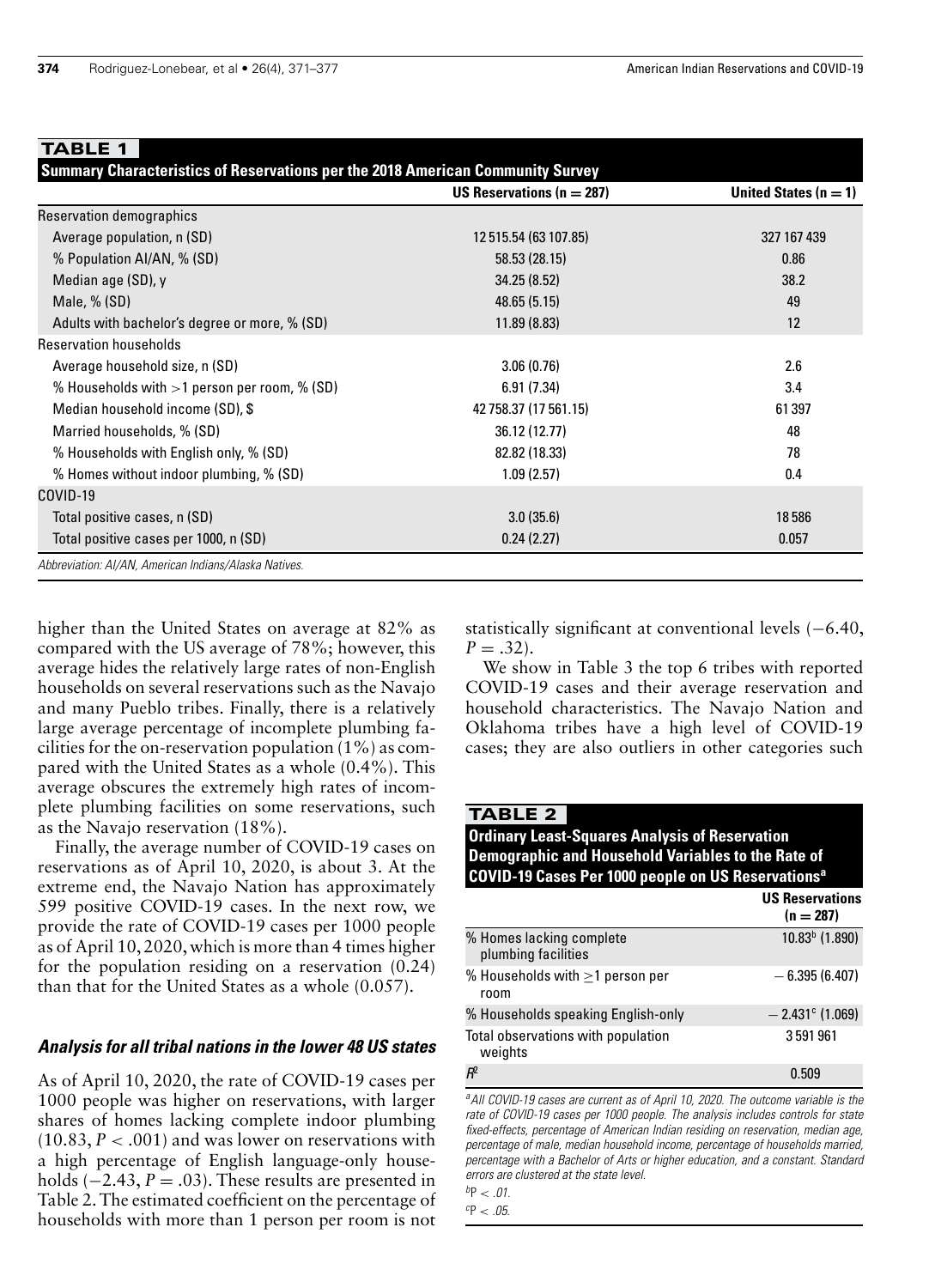**TABLE 1**

**Summary Characteristics of Reservations per the 2018 American Community Survey**

| | US Reservations (n = 287) | United States (n = 1) |
|---|---|---|
| Reservation demographics | | |
| Average population, n (SD) | 12 515.54 (63 107.85) | 327 167 439 |
| % Population AI/AN, % (SD) | 58.53 (28.15) | 0.86 |
| Median age (SD), y | 34.25 (8.52) | 38.2 |
| Male, % (SD) | 48.65 (5.15) | 49 |
| Adults with bachelor's degree or more, % (SD) | 11.89 (8.83) | 12 |
| Reservation households | | |
| Average household size, n (SD) | 3.06 (0.76) | 2.6 |
| % Households with >1 person per room, % (SD) | 6.91 (7.34) | 3.4 |
| Median household income (SD), $ | 42 758.37 (17 561.15) | 61 397 |
| Married households, % (SD) | 36.12 (12.77) | 48 |
| % Households with English only, % (SD) | 82.82 (18.33) | 78 |
| % Homes without indoor plumbing, % (SD) | 1.09 (2.57) | 0.4 |
| COVID-19 | | |
| Total positive cases, n (SD) | 3.0 (35.6) | 18 586 |
| Total positive cases per 1000, n (SD) | 0.24 (2.27) | 0.057 |

*Abbreviation: AI/AN, American Indians/Alaska Natives.*

higher than the United States on average at 82% as compared with the US average of 78%; however, this average hides the relatively large rates of non-English households on several reservations such as the Navajo and many Pueblo tribes. Finally, there is a relatively large average percentage of incomplete plumbing facilities for the on-reservation population (1%) as compared with the United States as a whole (0.4%). This average obscures the extremely high rates of incomplete plumbing facilities on some reservations, such as the Navajo reservation (18%).

Finally, the average number of COVID-19 cases on reservations as of April 10, 2020, is about 3. At the extreme end, the Navajo Nation has approximately 599 positive COVID-19 cases. In the next row, we provide the rate of COVID-19 cases per 1000 people as of April 10, 2020, which is more than 4 times higher for the population residing on a reservation (0.24) than that for the United States as a whole (0.057).

### *Analysis for all tribal nations in the lower 48 US states*

As of April 10, 2020, the rate of COVID-19 cases per 1000 people was higher on reservations, with larger shares of homes lacking complete indoor plumbing (10.83, $P < .001$) and was lower on reservations with a high percentage of English language-only households (−2.43, $P = .03$). These results are presented in Table 2. The estimated coefficient on the percentage of households with more than 1 person per room is not statistically significant at conventional levels (−6.40, $P = .32$).

We show in Table 3 the top 6 tribes with reported COVID-19 cases and their average reservation and household characteristics. The Navajo Nation and Oklahoma tribes have a high level of COVID-19 cases; they are also outliers in other categories such

**TABLE 2**

**Ordinary Least-Squares Analysis of Reservation Demographic and Household Variables to the Rate of COVID-19 Cases Per 1000 people on US Reservations[a]**

| | US Reservations (n = 287) |
|---|---|
| % Homes lacking complete plumbing facilities | 10.83[b] (1.890) |
| % Households with ≥1 person per room | −6.395 (6.407) |
| % Households speaking English-only | −2.431[c] (1.069) |
| Total observations with population weights | 3 591 961 |
| $R^2$ | 0.509 |

[a] *All COVID-19 cases are current as of April 10, 2020. The outcome variable is the rate of COVID-19 cases per 1000 people. The analysis includes controls for state fixed-effects, percentage of American Indian residing on reservation, median age, percentage of male, median household income, percentage of households married, percentage with a Bachelor of Arts or higher education, and a constant. Standard errors are clustered at the state level.*

[b] $P < .01$.

[c] $P < .05$.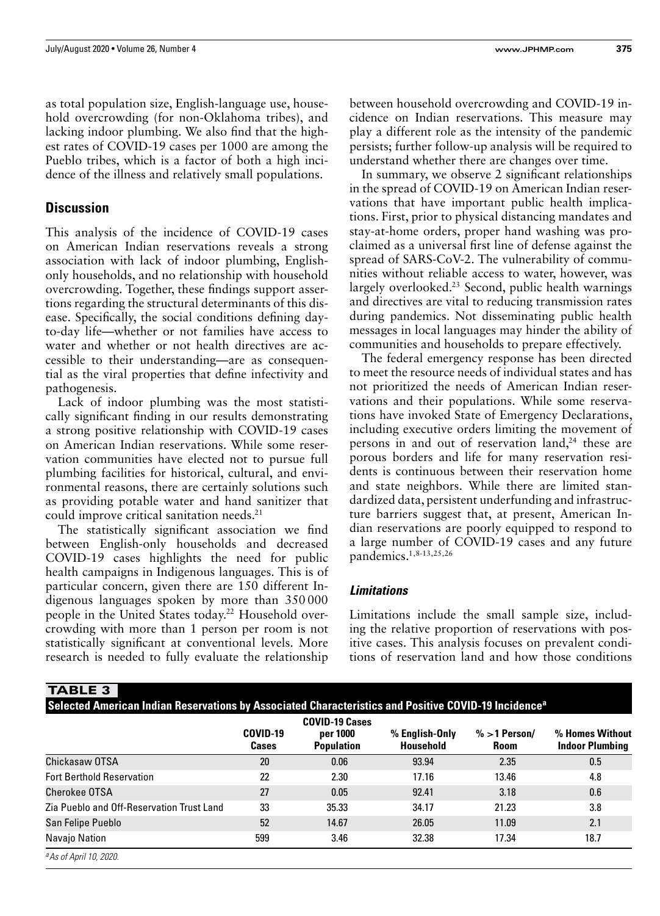as total population size, English-language use, household overcrowding (for non-Oklahoma tribes), and lacking indoor plumbing. We also find that the highest rates of COVID-19 cases per 1000 are among the Pueblo tribes, which is a factor of both a high incidence of the illness and relatively small populations.

## Discussion

This analysis of the incidence of COVID-19 cases on American Indian reservations reveals a strong association with lack of indoor plumbing, English-only households, and no relationship with household overcrowding. Together, these findings support assertions regarding the structural determinants of this disease. Specifically, the social conditions defining day-to-day life—whether or not families have access to water and whether or not health directives are accessible to their understanding—are as consequential as the viral properties that define infectivity and pathogenesis.

Lack of indoor plumbing was the most statistically significant finding in our results demonstrating a strong positive relationship with COVID-19 cases on American Indian reservations. While some reservation communities have elected not to pursue full plumbing facilities for historical, cultural, and environmental reasons, there are certainly solutions such as providing potable water and hand sanitizer that could improve critical sanitation needs.[21]

The statistically significant association we find between English-only households and decreased COVID-19 cases highlights the need for public health campaigns in Indigenous languages. This is of particular concern, given there are 150 different Indigenous languages spoken by more than 350 000 people in the United States today.[22] Household overcrowding with more than 1 person per room is not statistically significant at conventional levels. More research is needed to fully evaluate the relationship between household overcrowding and COVID-19 incidence on Indian reservations. This measure may play a different role as the intensity of the pandemic persists; further follow-up analysis will be required to understand whether there are changes over time.

In summary, we observe 2 significant relationships in the spread of COVID-19 on American Indian reservations that have important public health implications. First, prior to physical distancing mandates and stay-at-home orders, proper hand washing was proclaimed as a universal first line of defense against the spread of SARS-CoV-2. The vulnerability of communities without reliable access to water, however, was largely overlooked.[23] Second, public health warnings and directives are vital to reducing transmission rates during pandemics. Not disseminating public health messages in local languages may hinder the ability of communities and households to prepare effectively.

The federal emergency response has been directed to meet the resource needs of individual states and has not prioritized the needs of American Indian reservations and their populations. While some reservations have invoked State of Emergency Declarations, including executive orders limiting the movement of persons in and out of reservation land,[24] these are porous borders and life for many reservation residents is continuous between their reservation home and state neighbors. While there are limited standardized data, persistent underfunding and infrastructure barriers suggest that, at present, American Indian reservations are poorly equipped to respond to a large number of COVID-19 cases and any future pandemics.[1,8-13,25,26]

### *Limitations*

Limitations include the small sample size, including the relative proportion of reservations with positive cases. This analysis focuses on prevalent conditions of reservation land and how those conditions

**TABLE 3**
**Selected American Indian Reservations by Associated Characteristics and Positive COVID-19 Incidence[a]**

| | COVID-19 Cases | COVID-19 Cases per 1000 Population | % English-Only Household | % >1 Person/ Room | % Homes Without Indoor Plumbing |
|---|---|---|---|---|---|
| Chickasaw OTSA | 20 | 0.06 | 93.94 | 2.35 | 0.5 |
| Fort Berthold Reservation | 22 | 2.30 | 17.16 | 13.46 | 4.8 |
| Cherokee OTSA | 27 | 0.05 | 92.41 | 3.18 | 0.6 |
| Zia Pueblo and Off-Reservation Trust Land | 33 | 35.33 | 34.17 | 21.23 | 3.8 |
| San Felipe Pueblo | 52 | 14.67 | 26.05 | 11.09 | 2.1 |
| Navajo Nation | 599 | 3.46 | 32.38 | 17.34 | 18.7 |

[a]*As of April 10, 2020.*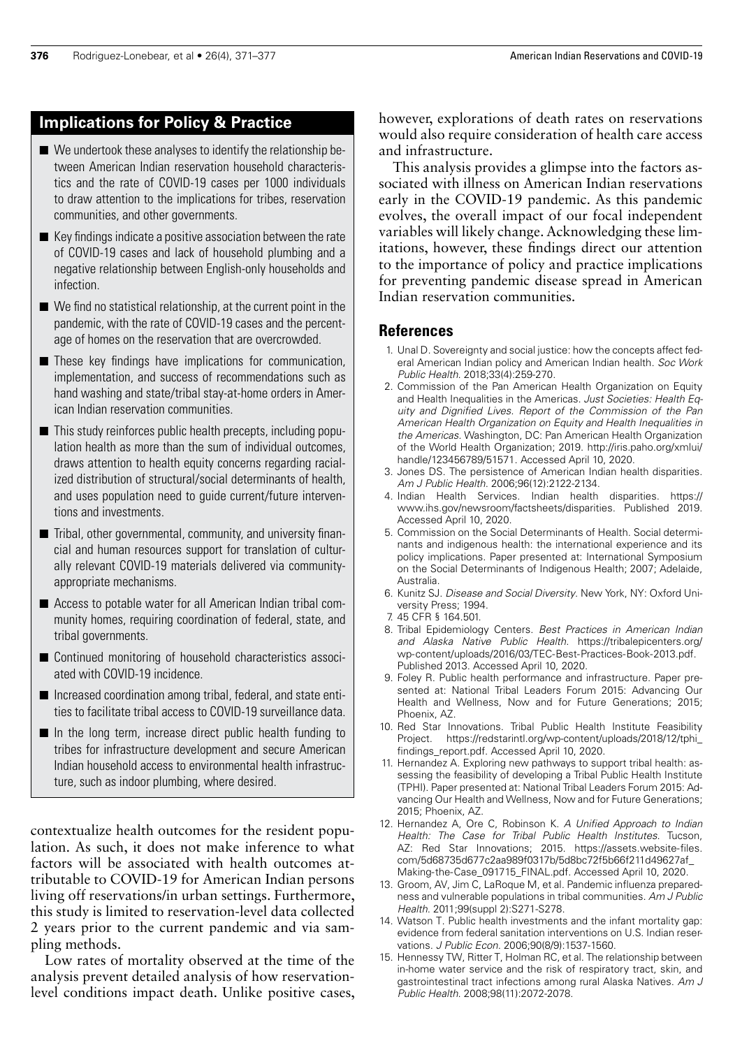## Implications for Policy & Practice

- We undertook these analyses to identify the relationship between American Indian reservation household characteristics and the rate of COVID-19 cases per 1000 individuals to draw attention to the implications for tribes, reservation communities, and other governments.
- Key findings indicate a positive association between the rate of COVID-19 cases and lack of household plumbing and a negative relationship between English-only households and infection.
- We find no statistical relationship, at the current point in the pandemic, with the rate of COVID-19 cases and the percentage of homes on the reservation that are overcrowded.
- These key findings have implications for communication, implementation, and success of recommendations such as hand washing and state/tribal stay-at-home orders in American Indian reservation communities.
- This study reinforces public health precepts, including population health as more than the sum of individual outcomes, draws attention to health equity concerns regarding racialized distribution of structural/social determinants of health, and uses population need to guide current/future interventions and investments.
- Tribal, other governmental, community, and university financial and human resources support for translation of culturally relevant COVID-19 materials delivered via community-appropriate mechanisms.
- Access to potable water for all American Indian tribal community homes, requiring coordination of federal, state, and tribal governments.
- Continued monitoring of household characteristics associated with COVID-19 incidence.
- Increased coordination among tribal, federal, and state entities to facilitate tribal access to COVID-19 surveillance data.
- In the long term, increase direct public health funding to tribes for infrastructure development and secure American Indian household access to environmental health infrastructure, such as indoor plumbing, where desired.

contextualize health outcomes for the resident population. As such, it does not make inference to what factors will be associated with health outcomes attributable to COVID-19 for American Indian persons living off reservations/in urban settings. Furthermore, this study is limited to reservation-level data collected 2 years prior to the current pandemic and via sampling methods.

Low rates of mortality observed at the time of the analysis prevent detailed analysis of how reservation-level conditions impact death. Unlike positive cases, however, explorations of death rates on reservations would also require consideration of health care access and infrastructure.

This analysis provides a glimpse into the factors associated with illness on American Indian reservations early in the COVID-19 pandemic. As this pandemic evolves, the overall impact of our focal independent variables will likely change. Acknowledging these limitations, however, these findings direct our attention to the importance of policy and practice implications for preventing pandemic disease spread in American Indian reservation communities.

## References

1. Unal D. Sovereignty and social justice: how the concepts affect federal American Indian policy and American Indian health. *Soc Work Public Health*. 2018;33(4):259-270.
2. Commission of the Pan American Health Organization on Equity and Health Inequalities in the Americas. *Just Societies: Health Equity and Dignified Lives. Report of the Commission of the Pan American Health Organization on Equity and Health Inequalities in the Americas*. Washington, DC: Pan American Health Organization of the World Health Organization; 2019. http://iris.paho.org/xmlui/handle/123456789/51571. Accessed April 10, 2020.
3. Jones DS. The persistence of American Indian health disparities. *Am J Public Health*. 2006;96(12):2122-2134.
4. Indian Health Services. Indian health disparities. https://www.ihs.gov/newsroom/factsheets/disparities. Published 2019. Accessed April 10, 2020.
5. Commission on the Social Determinants of Health. Social determinants and indigenous health: the international experience and its policy implications. Paper presented at: International Symposium on the Social Determinants of Indigenous Health; 2007; Adelaide, Australia.
6. Kunitz SJ. *Disease and Social Diversity*. New York, NY: Oxford University Press; 1994.
7. 45 CFR § 164.501.
8. Tribal Epidemiology Centers. *Best Practices in American Indian and Alaska Native Public Health*. https://tribalepicenters.org/wp-content/uploads/2016/03/TEC-Best-Practices-Book-2013.pdf. Published 2013. Accessed April 10, 2020.
9. Foley R. Public health performance and infrastructure. Paper presented at: National Tribal Leaders Forum 2015: Advancing Our Health and Wellness, Now and for Future Generations; 2015; Phoenix, AZ.
10. Red Star Innovations. Tribal Public Health Institute Feasibility Project. https://redstarintl.org/wp-content/uploads/2018/12/tphi_findings_report.pdf. Accessed April 10, 2020.
11. Hernandez A. Exploring new pathways to support tribal health: assessing the feasibility of developing a Tribal Public Health Institute (TPHI). Paper presented at: National Tribal Leaders Forum 2015: Advancing Our Health and Wellness, Now and for Future Generations; 2015; Phoenix, AZ.
12. Hernandez A, Ore C, Robinson K. *A Unified Approach to Indian Health: The Case for Tribal Public Health Institutes*. Tucson, AZ: Red Star Innovations; 2015. https://assets.website-files.com/5d68735d677c2aa989f0317b/5d8bc72f5b66f211d49627af_Making-the-Case_091715_FINAL.pdf. Accessed April 10, 2020.
13. Groom, AV, Jim C, LaRoque M, et al. Pandemic influenza preparedness and vulnerable populations in tribal communities. *Am J Public Health*. 2011;99(suppl 2):S271-S278.
14. Watson T. Public health investments and the infant mortality gap: evidence from federal sanitation interventions on U.S. Indian reservations. *J Public Econ*. 2006;90(8/9):1537-1560.
15. Hennessy TW, Ritter T, Holman RC, et al. The relationship between in-home water service and the risk of respiratory tract, skin, and gastrointestinal tract infections among rural Alaska Natives. *Am J Public Health*. 2008;98(11):2072-2078.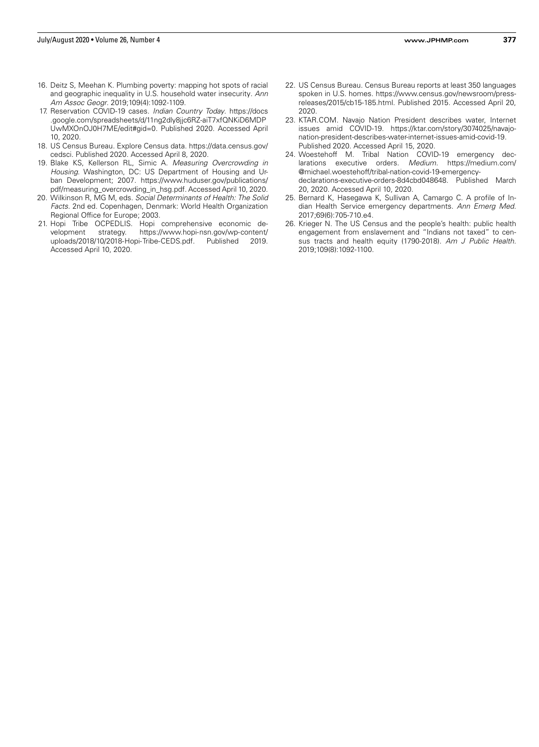16. Deitz S, Meehan K. Plumbing poverty: mapping hot spots of racial and geographic inequality in U.S. household water insecurity. *Ann Am Assoc Geogr*. 2019;109(4):1092-1109.
17. Reservation COVID-19 cases. *Indian Country Today*. https://docs.google.com/spreadsheets/d/11ng2dly8jjc6RZ-aiT7xfQNKiD6MDPUwMXOnOJ0H7ME/edit#gid=0. Published 2020. Accessed April 10, 2020.
18. US Census Bureau. Explore Census data. https://data.census.gov/cedsci. Published 2020. Accessed April 8, 2020.
19. Blake KS, Kellerson RL, Simic A. *Measuring Overcrowding in Housing*. Washington, DC: US Department of Housing and Urban Development; 2007. https://www.huduser.gov/publications/pdf/measuring_overcrowding_in_hsg.pdf. Accessed April 10, 2020.
20. Wilkinson R, MG M, eds. *Social Determinants of Health: The Solid Facts*. 2nd ed. Copenhagen, Denmark: World Health Organization Regional Office for Europe; 2003.
21. Hopi Tribe OCPEDLIS. Hopi comprehensive economic development strategy. https://www.hopi-nsn.gov/wp-content/uploads/2018/10/2018-Hopi-Tribe-CEDS.pdf. Published 2019. Accessed April 10, 2020.
22. US Census Bureau. Census Bureau reports at least 350 languages spoken in U.S. homes. https://www.census.gov/newsroom/press-releases/2015/cb15-185.html. Published 2015. Accessed April 20, 2020.
23. KTAR.COM. Navajo Nation President describes water, Internet issues amid COVID-19. https://ktar.com/story/3074025/navajo-nation-president-describes-water-internet-issues-amid-covid-19. Published 2020. Accessed April 15, 2020.
24. Woestehoff M. Tribal Nation COVID-19 emergency declarations executive orders. *Medium*. https://medium.com/@michael.woestehoff/tribal-nation-covid-19-emergency-declarations-executive-orders-8d4cbd048648. Published March 20, 2020. Accessed April 10, 2020.
25. Bernard K, Hasegawa K, Sullivan A, Camargo C. A profile of Indian Health Service emergency departments. *Ann Emerg Med*. 2017;69(6):705-710.e4.
26. Krieger N. The US Census and the people's health: public health engagement from enslavement and "Indians not taxed" to census tracts and health equity (1790-2018). *Am J Public Health*. 2019;109(8):1092-1100.